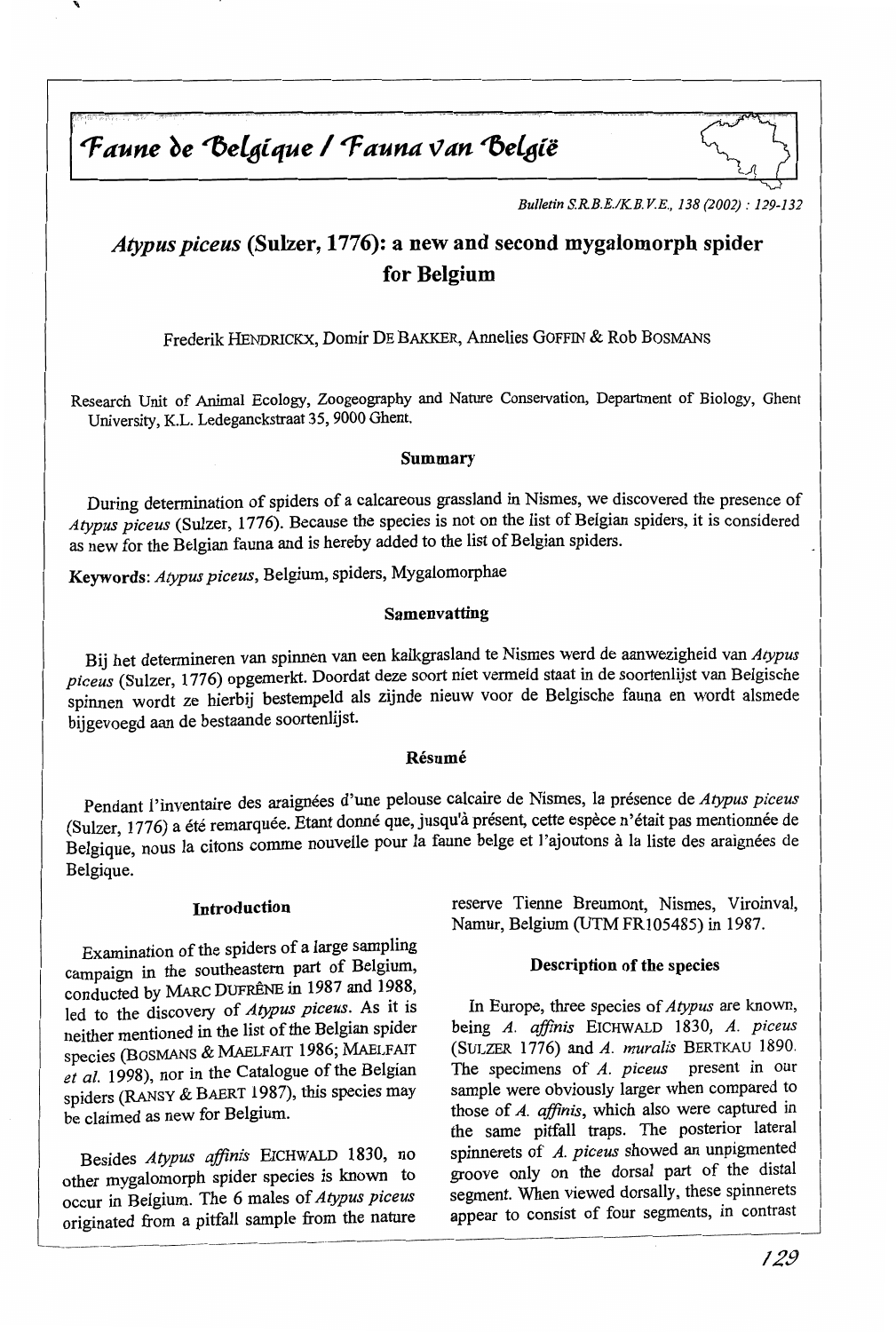# Faune de Belgique / Fauna van België

# *Atypus piceus* (Sulzer, 1776): a new and second mygalomorph spider for Belgium

Frederik HENDRICKX, Domir DE BAKKER, Annelies GOFFIN & Rob BOSMANS

Research Unit of Animal Ecology, Zoogeography and Nature Conservation, Department of Biology, Ghent University, K.L. Ledeganckstraat 35, 9000 Ghent.

## Summary

During determination of spiders of a calcareous grassland in Nismes, we discovered the presence of *Atypus piceus* (Sulzer, 1776). Because the species is not on the list of Belgian spiders, it is considered as new for the Belgian fauna and is hereby added to the list of Belgian spiders.

**Keywords**: *Atypus piceus*, Belgium, spiders, Mygalomorphae

## Samenvatting

Bij het determineren van spinnen van een kalkgrasland te Nismes werd de aanwezigheid van *Atypus piceus* (Sulzer, 1776) opgemerkt. Doordat deze soort niet vermeld staat in de soortenlijst van Belgische spinnen wordt ze hierbij bestempeld als zijnde nieuw voor de Belgische fauna en wordt alsmede bijgevoegd aan de bestaande soortenlijst.

## Résumé

Pendant l'inventaire des araignées d'une pelouse calcaire de Nismes, la présence de *Atypus piceus* (Sulzer, 1776) a été remarquée. Etant donné que, jusqu'à présent, cette espèce n'était pas mentionnée de Belgique, nous la citons comme nouvelle pour la faune belge et l'ajoutons à la liste des araignées de Belgique.

## Introduction

Examination of the spiders of a large sampling campaign in the southeastern part of Belgium, conducted by MARC DUFRÊNE in 1987 and 1988, led to the discovery of *Atypus piceus*. As it is neither mentioned in the list of the Belgian spider species (BOSMANS & MAELFAIT 1986; MAELFAIT *et al.* 1998), nor in the Catalogue of the Belgian spiders (RANSY & BAERT 1987), this species may be claimed as new for Belgium.

Besides *Atypus affinis* EICHWALD 1830, no other mygalomorph spider species is known to occur in Belgium. The 6 males of *Atypus piceus* originated from a pitfall sample from the nature reserve Tienne Breumont, Nismes, Viroinval, Namur, Belgium (UTM FR105485) in 1987.

## Description of the species

In Europe, three species of *Atypus* are known, being *A. affinis* EICHWALD 1830, *A. piceus* (SULZER 1776) and *A. muralis* BERTKAU 1890. The specimens of *A. piceus* present in our sample were obviously larger when compared to those of *A. affinis*, which also were captured in the same pitfall traps. The posterior lateral spinnerets of *A. piceus* showed an unpigmented groove only on the dorsal part of the distal segment. When viewed dorsally, these spinnerets appear to consist of four segments, in contrast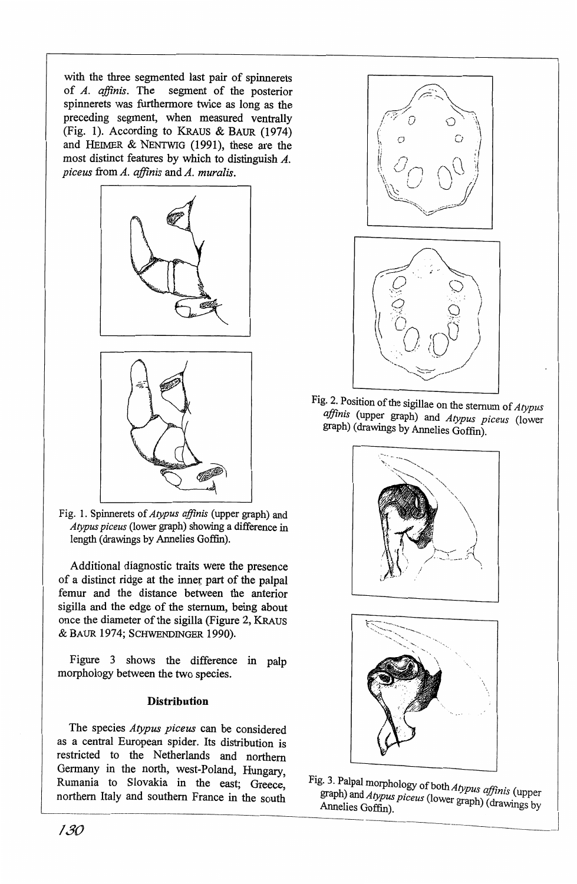with the three segmented last pair of spinnerets of *A. affinis*. The segment of the posterior spinnerets was furthermore twice as long as the preceding segment, when measured ventrally (Fig. 1). According to KRAUS & BAUR (1974) and HEIMER & NENTWIG (1991), these are the most distinct features by which to distinguish *A. piceus* from *A. affinis* and *A. muralis*.

Fig. 1. Spinnerets of *Atypus affinis* (upper graph) and *Atypus piceus* (lower graph) showing a difference in length (drawings by Annelies Goffin).

Additional diagnostic traits were the presence of a distinct ridge at the inner part of the palpal femur and the distance between the anterior sigilla and the edge of the sternum, being about once the diameter of the sigilla (Figure 2, KRAUS & BAUR 1974; SCHWENDINGER 1990).

Figure 3 shows the difference in palp morphology between the two species.

### Distribution

The species *Atypus piceus* can be considered as a central European spider. Its distribution is restricted to the Netherlands and northern Germany in the north, west-Poland, Hungary, Rumania to Slovakia in the east; Greece, northern Italy and southern France in the south

Fig. 2. Position of the sigillae on the sternum of *Atypus affinis* (upper graph) and *Atypus piceus* (lower graph) (drawings by Annelies Goffin).

Fig. 3. Palpal morphology of both *Atypus affinis* (upper graph) and *Atypus piceus* (lower graph) (drawings by Annelies Goffin).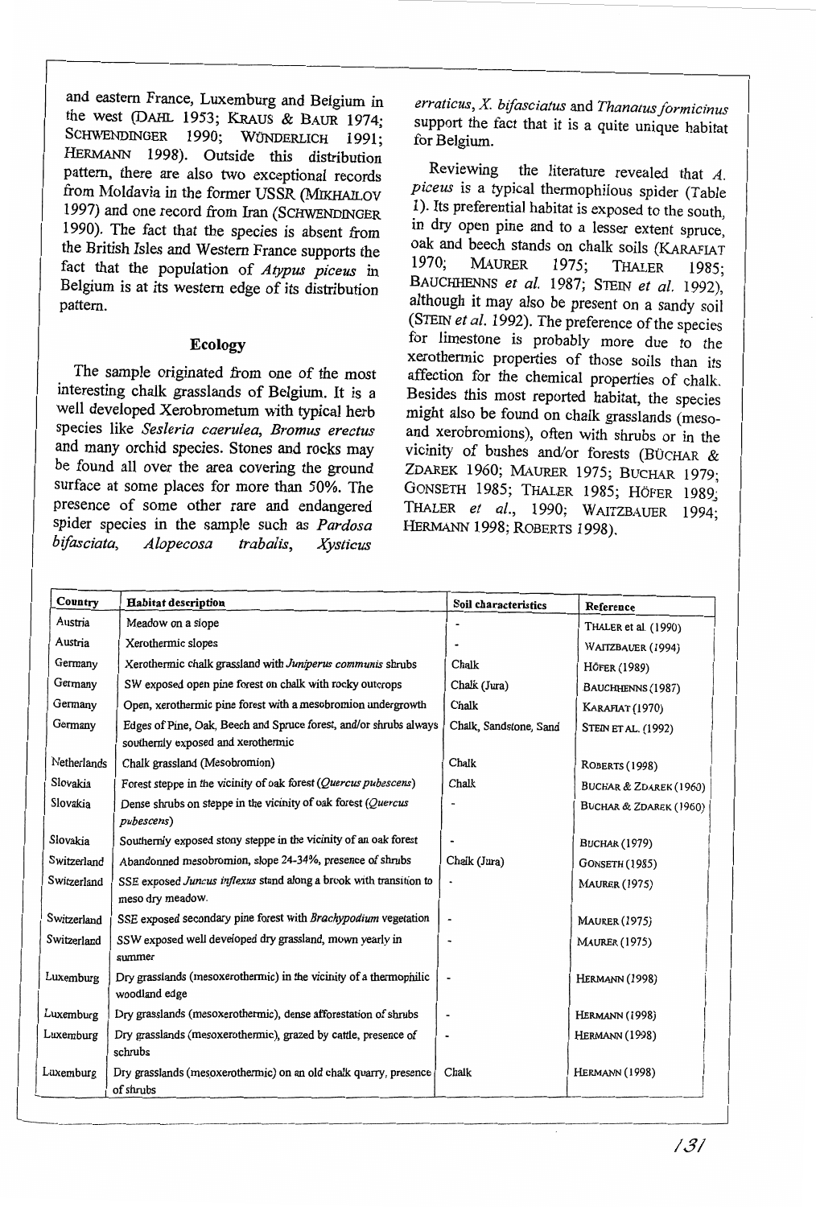and eastern France, Luxemburg and Belgium in the west (DAHL 1953; KRAUS & BAUR 1974; SCHWENDINGER 1990; WÜNDERLICH 1991; HERMANN 1998). Outside this distribution pattern, there are also two exceptional records from Moldavia in the former USSR (MIKHAILOV 1997) and one record from Iran (SCHWENDINGER 1990). The fact that the species is absent from the British Isles and Western France supports the fact that the population of *Atypus piceus* in Belgium is at its western edge of its distribution pattern.

## Ecology

The sample originated from one of the most interesting chalk grasslands of Belgium. It is a well developed Xerobrometum with typical herb species like *Sesleria caerulea, Bromus erectus* and many orchid species. Stones and rocks may be found all over the area covering the ground surface at some places for more than 50%. The presence of some other rare and endangered spider species in the sample such as *Pardosa bifasciata, Alopecosa trabalis, Xysticus erraticus, X. bifasciatus* and *Thanatus formicinus* support the fact that it is a quite unique habitat for Belgium.

Reviewing the literature revealed that *A. piceus* is a typical thermophilous spider (Table 1). Its preferential habitat is exposed to the south, in dry open pine and to a lesser extent spruce, oak and beech stands on chalk soils (KARAFIAT 1970; MAURER 1975; THALER 1985; BAUCHHENNS *et al.* 1987; STEIN *et al.* 1992), although it may also be present on a sandy soil (STEIN *et al.* 1992). The preference of the species for limestone is probably more due to the xerothermic properties of those soils than its affection for the chemical properties of chalk. Besides this most reported habitat, the species might also be found on chalk grasslands (meso- and xerobromions), often with shrubs or in the vicinity of bushes and/or forests (BÜCHAR & ZDAREK 1960; MAURER 1975; BUCHAR 1979; GONSETH 1985; THALER 1985; HÖFER 1989; THALER *et al.*, 1990; WAITZBAUER 1994; HERMANN 1998; ROBERTS 1998).

| Country | Habitat description | Soil characteristics | Reference |
|---|---|---|---|
| Austria | Meadow on a slope | - | THALER et al. (1990) |
| Austria | Xerothermic slopes | - | WAITZBAUER (1994) |
| Germany | Xerothermic chalk grassland with *Juniperus communis* shrubs | Chalk | HÖFER (1989) |
| Germany | SW exposed open pine forest on chalk with rocky outcrops | Chalk (Jura) | BAUCHHENNS (1987) |
| Germany | Open, xerothermic pine forest with a mesobromion undergrowth | Chalk | KARAFIAT (1970) |
| Germany | Edges of Pine, Oak, Beech and Spruce forest, and/or shrubs always southernly exposed and xerothermic | Chalk, Sandstone, Sand | STEIN ET AL. (1992) |
| Netherlands | Chalk grassland (Mesobromion) | Chalk | ROBERTS (1998) |
| Slovakia | Forest steppe in the vicinity of oak forest (*Quercus pubescens*) | Chalk | BUCHAR & ZDAREK (1960) |
| Slovakia | Dense shrubs on steppe in the vicinity of oak forest (*Quercus pubescens*) | - | BUCHAR & ZDAREK (1960) |
| Slovakia | Southernly exposed stony steppe in the vicinity of an oak forest | - | BUCHAR (1979) |
| Switzerland | Abandonned mesobromion, slope 24-34%, presence of shrubs | Chalk (Jura) | GONSETH (1985) |
| Switzerland | SSE exposed *Juncus inflexus* stand along a brook with transition to meso dry meadow. | - | MAURER (1975) |
| Switzerland | SSE exposed secondary pine forest with *Brachypodium* vegetation | - | MAURER (1975) |
| Switzerland | SSW exposed well developed dry grassland, mown yearly in summer | - | MAURER (1975) |
| Luxemburg | Dry grasslands (mesoxerothermic) in the vicinity of a thermophilic woodland edge | - | HERMANN (1998) |
| Luxemburg | Dry grasslands (mesoxerothermic), dense afforestation of shrubs | - | HERMANN (1998) |
| Luxemburg | Dry grasslands (mesoxerothermic), grazed by cattle, presence of schrubs | - | HERMANN (1998) |
| Luxemburg | Dry grasslands (mesoxerothermic) on an old chalk quarry, presence of shrubs | Chalk | HERMANN (1998) |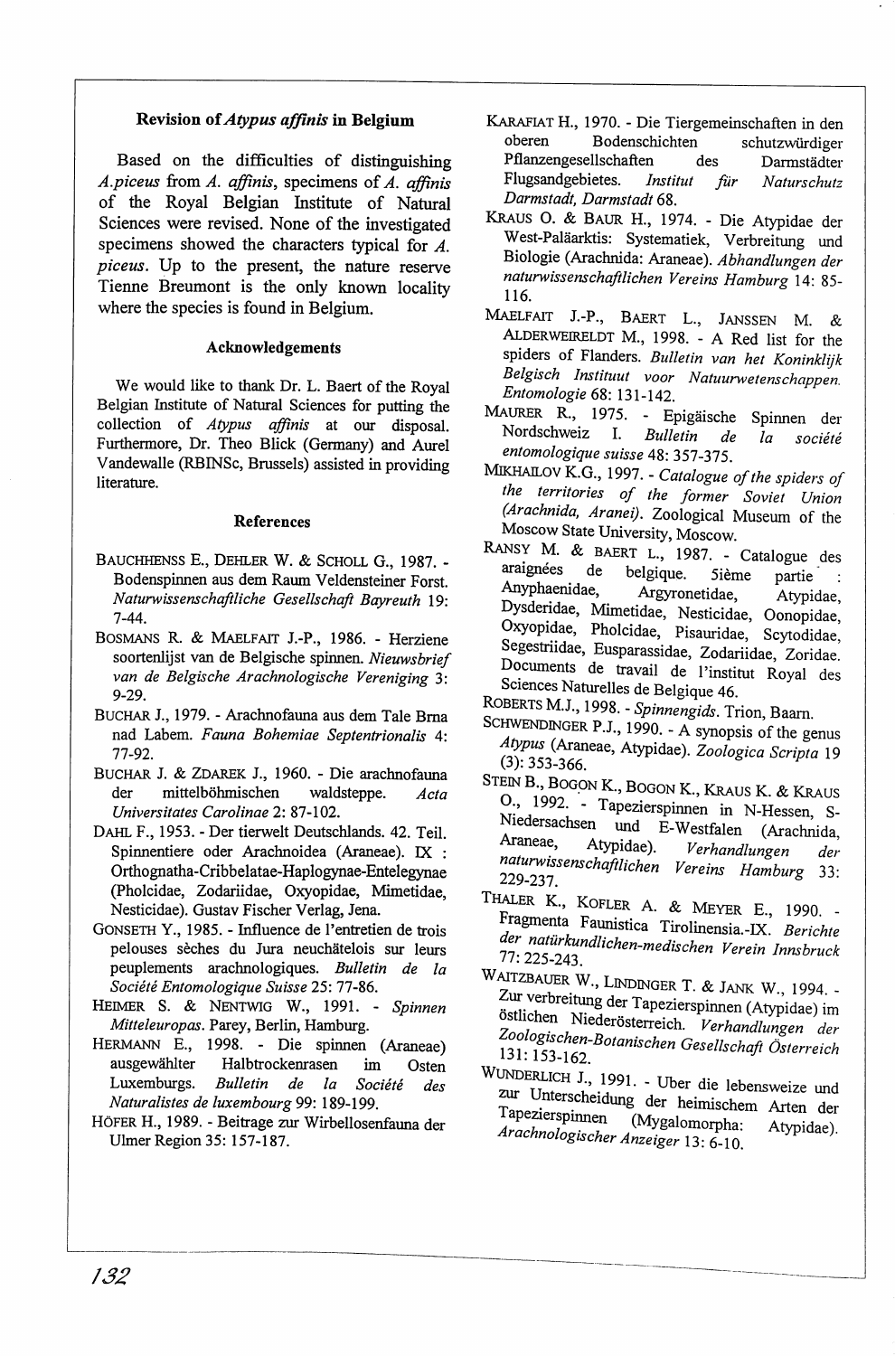### Revision of *Atypus affinis* in Belgium

Based on the difficulties of distinguishing *A.piceus* from *A. affinis*, specimens of *A. affinis* of the Royal Belgian Institute of Natural Sciences were revised. None of the investigated specimens showed the characters typical for *A. piceus*. Up to the present, the nature reserve Tienne Breumont is the only known locality where the species is found in Belgium.

### Acknowledgements

We would like to thank Dr. L. Baert of the Royal Belgian Institute of Natural Sciences for putting the collection of *Atypus affinis* at our disposal. Furthermore, Dr. Theo Blick (Germany) and Aurel Vandewalle (RBINSc, Brussels) assisted in providing literature.

### References

BAUCHHENSS E., DEHLER W. & SCHOLL G., 1987. - Bodenspinnen aus dem Raum Veldensteiner Forst. *Naturwissenschaftliche Gesellschaft Bayreuth* 19: 7-44.

BOSMANS R. & MAELFAIT J.-P., 1986. - Herziene soortenlijst van de Belgische spinnen. *Nieuwsbrief van de Belgische Arachnologische Vereniging* 3: 9-29.

BUCHAR J., 1979. - Arachnofauna aus dem Tale Brna nad Labem. *Fauna Bohemiae Septentrionalis* 4: 77-92.

BUCHAR J. & ZDAREK J., 1960. - Die arachnofauna der mittelböhmischen waldsteppe. *Acta Universitates Carolinae* 2: 87-102.

DAHL F., 1953. - Der tierwelt Deutschlands. 42. Teil. Spinnentiere oder Arachnoidea (Araneae). IX : Orthognatha-Cribbelatae-Haplogynae-Entelegynae (Pholcidae, Zodariidae, Oxyopidae, Mimetidae, Nesticidae). Gustav Fischer Verlag, Jena.

GONSETH Y., 1985. - Influence de l'entretien de trois pelouses sèches du Jura neuchâtelois sur leurs peuplements arachnologiques. *Bulletin de la Société Entomologique Suisse* 25: 77-86.

HEIMER S. & NENTWIG W., 1991. - *Spinnen Mitteleuropas*. Parey, Berlin, Hamburg.

HERMANN E., 1998. - Die spinnen (Araneae) ausgewählter Halbtrockenrasen im Osten Luxemburgs. *Bulletin de la Société des Naturalistes de luxembourg* 99: 189-199.

HÖFER H., 1989. - Beitrage zur Wirbellosenfauna der Ulmer Region 35: 157-187.

KARAFIAT H., 1970. - Die Tiergemeinschaften in den oberen Bodenschichten schutzwürdiger Pflanzengesellschaften des Darmstädter Flugsandgebietes. *Institut für Naturschutz Darmstadt, Darmstadt* 68.

KRAUS O. & BAUR H., 1974. - Die Atypidae der West-Paläarktis: Systematiek, Verbreitung und Biologie (Arachnida: Araneae). *Abhandlungen der naturwissenschaftlichen Vereins Hamburg* 14: 85-116.

MAELFAIT J.-P., BAERT L., JANSSEN M. & ALDERWEIRELDT M., 1998. - A Red list for the spiders of Flanders. *Bulletin van het Koninklijk Belgisch Instituut voor Natuurwetenschappen. Entomologie* 68: 131-142.

MAURER R., 1975. - Epigäische Spinnen der Nordschweiz I. *Bulletin de la société entomologique suisse* 48: 357-375.

MIKHAILOV K.G., 1997. - *Catalogue of the spiders of the territories of the former Soviet Union (Arachnida, Aranei)*. Zoological Museum of the Moscow State University, Moscow.

RANSY M. & BAERT L., 1987. - Catalogue des araignées de belgique. 5ième partie : Anyphaenidae, Argyronetidae, Atypidae, Dysderidae, Mimetidae, Nesticidae, Oonopidae, Oxyopidae, Pholcidae, Pisauridae, Scytodidae, Segestriidae, Eusparassidae, Zodariidae, Zoridae. Documents de travail de l'institut Royal des Sciences Naturelles de Belgique 46.

ROBERTS M.J., 1998. - *Spinnengids*. Trion, Baarn.

SCHWENDINGER P.J., 1990. - A synopsis of the genus *Atypus* (Araneae, Atypidae). *Zoologica Scripta* 19 (3): 353-366.

STEIN B., BOGON K., BOGON K., KRAUS K. & KRAUS O., 1992. - Tapezierspinnen in N-Hessen, S-Niedersachsen und E-Westfalen (Arachnida, Araneae, Atypidae). *Verhandlungen der naturwissenschaftlichen Vereins Hamburg* 33: 229-237.

THALER K., KOFLER A. & MEYER E., 1990. - Fragmenta Faunistica Tirolinensia.-IX. *Berichte der natürkundlichen-medischen Verein Innsbruck* 77: 225-243.

WAITZBAUER W., LINDINGER T. & JANK W., 1994. - Zur verbreitung der Tapezierspinnen (Atypidae) im östlichen Niederösterreich. *Verhandlungen der Zoologischen-Botanischen Gesellschaft Österreich* 131: 153-162.

WUNDERLICH J., 1991. - Uber die lebensweize und zur Unterscheidung der heimischem Arten der Tapezierspinnen (Mygalomorpha: Atypidae). *Arachnologischer Anzeiger* 13: 6-10.